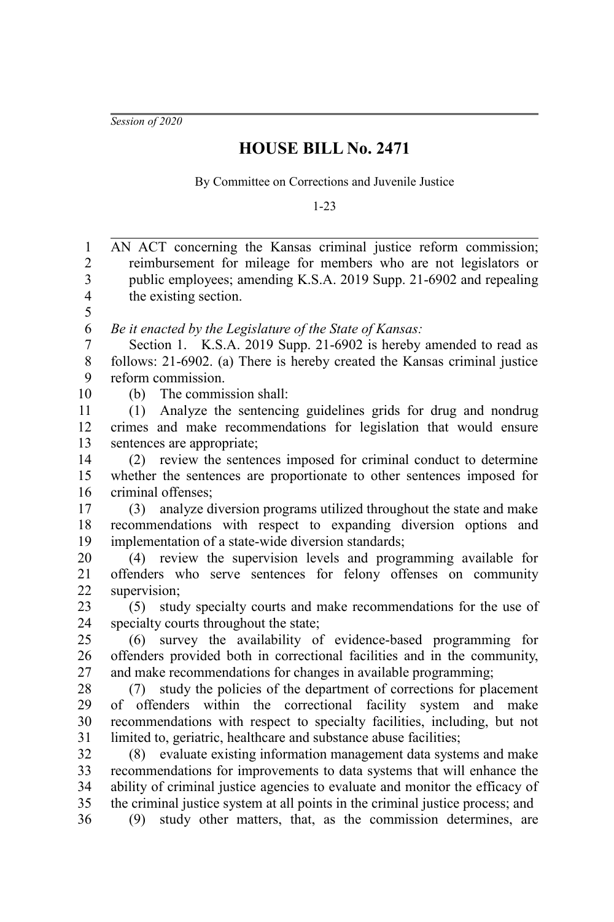*Session of 2020*

# HOUSE BILL No. 2471

By Committee on Corrections and Juvenile Justice

1-23

AN ACT concerning the Kansas criminal justice reform commission; reimbursement for mileage for members who are not legislators or public employees; amending K.S.A. 2019 Supp. 21-6902 and repealing the existing section.

*Be it enacted by the Legislature of the State of Kansas:*

Section 1. K.S.A. 2019 Supp. 21-6902 is hereby amended to read as follows: 21-6902. (a) There is hereby created the Kansas criminal justice reform commission.

(b) The commission shall:

(1) Analyze the sentencing guidelines grids for drug and nondrug crimes and make recommendations for legislation that would ensure sentences are appropriate;

(2) review the sentences imposed for criminal conduct to determine whether the sentences are proportionate to other sentences imposed for criminal offenses;

(3) analyze diversion programs utilized throughout the state and make recommendations with respect to expanding diversion options and implementation of a state-wide diversion standards;

(4) review the supervision levels and programming available for offenders who serve sentences for felony offenses on community supervision;

(5) study specialty courts and make recommendations for the use of specialty courts throughout the state;

(6) survey the availability of evidence-based programming for offenders provided both in correctional facilities and in the community, and make recommendations for changes in available programming;

(7) study the policies of the department of corrections for placement of offenders within the correctional facility system and make recommendations with respect to specialty facilities, including, but not limited to, geriatric, healthcare and substance abuse facilities;

(8) evaluate existing information management data systems and make recommendations for improvements to data systems that will enhance the ability of criminal justice agencies to evaluate and monitor the efficacy of the criminal justice system at all points in the criminal justice process; and

(9) study other matters, that, as the commission determines, are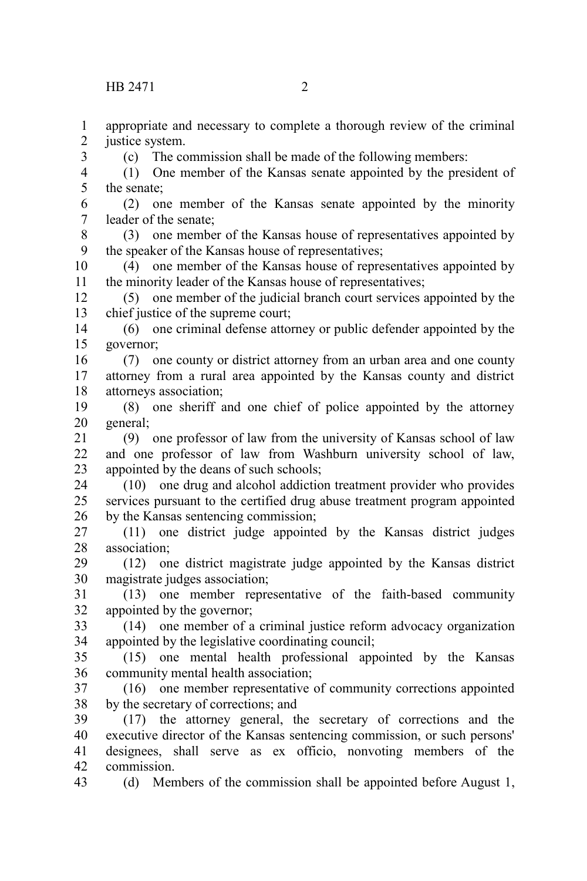appropriate and necessary to complete a thorough review of the criminal justice system.

(c) The commission shall be made of the following members:

(1) One member of the Kansas senate appointed by the president of the senate;

(2) one member of the Kansas senate appointed by the minority leader of the senate;

(3) one member of the Kansas house of representatives appointed by the speaker of the Kansas house of representatives;

(4) one member of the Kansas house of representatives appointed by the minority leader of the Kansas house of representatives;

(5) one member of the judicial branch court services appointed by the chief justice of the supreme court;

(6) one criminal defense attorney or public defender appointed by the governor;

(7) one county or district attorney from an urban area and one county attorney from a rural area appointed by the Kansas county and district attorneys association;

(8) one sheriff and one chief of police appointed by the attorney general;

(9) one professor of law from the university of Kansas school of law and one professor of law from Washburn university school of law, appointed by the deans of such schools;

(10) one drug and alcohol addiction treatment provider who provides services pursuant to the certified drug abuse treatment program appointed by the Kansas sentencing commission;

(11) one district judge appointed by the Kansas district judges association;

(12) one district magistrate judge appointed by the Kansas district magistrate judges association;

(13) one member representative of the faith-based community appointed by the governor;

(14) one member of a criminal justice reform advocacy organization appointed by the legislative coordinating council;

(15) one mental health professional appointed by the Kansas community mental health association;

(16) one member representative of community corrections appointed by the secretary of corrections; and

(17) the attorney general, the secretary of corrections and the executive director of the Kansas sentencing commission, or such persons' designees, shall serve as ex officio, nonvoting members of the commission.

(d) Members of the commission shall be appointed before August 1,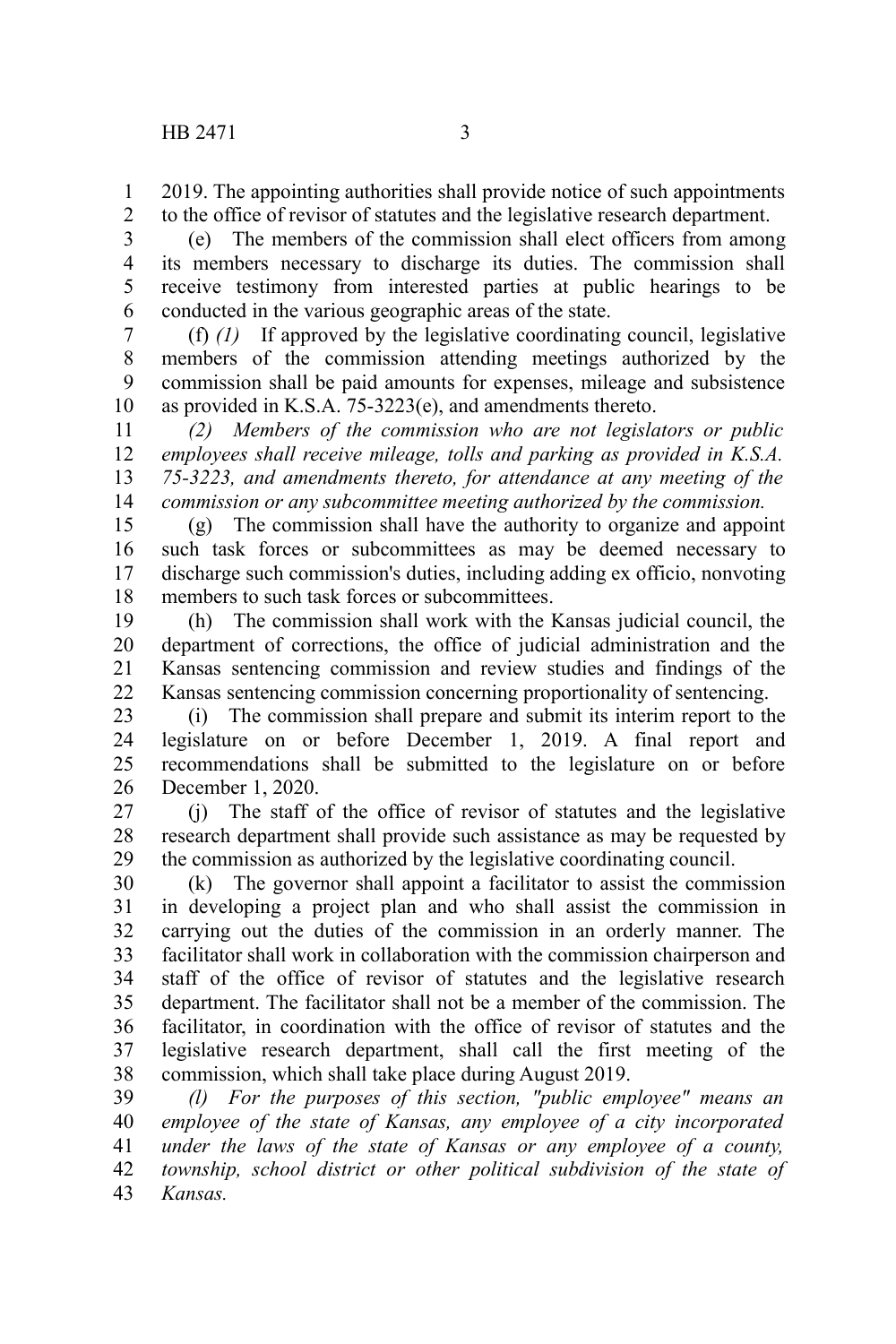2019. The appointing authorities shall provide notice of such appointments to the office of revisor of statutes and the legislative research department.

(e) The members of the commission shall elect officers from among its members necessary to discharge its duties. The commission shall receive testimony from interested parties at public hearings to be conducted in the various geographic areas of the state.

(f) *(1)* If approved by the legislative coordinating council, legislative members of the commission attending meetings authorized by the commission shall be paid amounts for expenses, mileage and subsistence as provided in K.S.A. 75-3223(e), and amendments thereto.

*(2) Members of the commission who are not legislators or public employees shall receive mileage, tolls and parking as provided in K.S.A. 75-3223, and amendments thereto, for attendance at any meeting of the commission or any subcommittee meeting authorized by the commission.*

(g) The commission shall have the authority to organize and appoint such task forces or subcommittees as may be deemed necessary to discharge such commission's duties, including adding ex officio, nonvoting members to such task forces or subcommittees.

(h) The commission shall work with the Kansas judicial council, the department of corrections, the office of judicial administration and the Kansas sentencing commission and review studies and findings of the Kansas sentencing commission concerning proportionality of sentencing.

(i) The commission shall prepare and submit its interim report to the legislature on or before December 1, 2019. A final report and recommendations shall be submitted to the legislature on or before December 1, 2020.

(j) The staff of the office of revisor of statutes and the legislative research department shall provide such assistance as may be requested by the commission as authorized by the legislative coordinating council.

(k) The governor shall appoint a facilitator to assist the commission in developing a project plan and who shall assist the commission in carrying out the duties of the commission in an orderly manner. The facilitator shall work in collaboration with the commission chairperson and staff of the office of revisor of statutes and the legislative research department. The facilitator shall not be a member of the commission. The facilitator, in coordination with the office of revisor of statutes and the legislative research department, shall call the first meeting of the commission, which shall take place during August 2019.

*(l) For the purposes of this section, "public employee" means an employee of the state of Kansas, any employee of a city incorporated under the laws of the state of Kansas or any employee of a county, township, school district or other political subdivision of the state of Kansas.*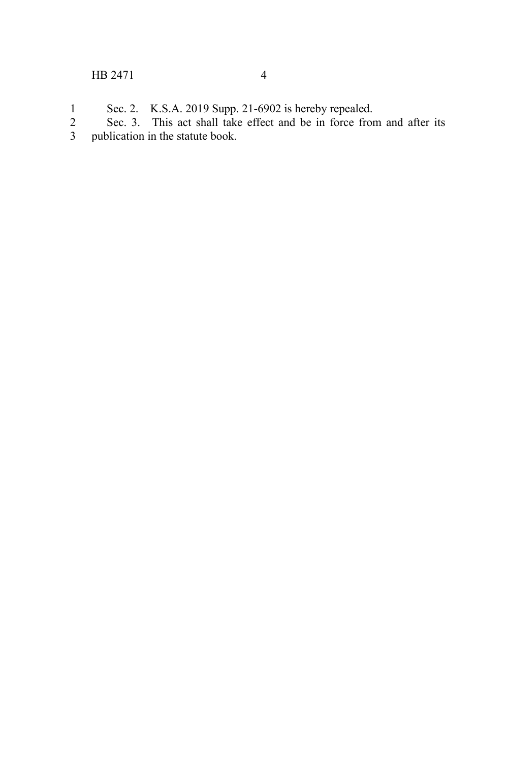Sec. 2. K.S.A. 2019 Supp. 21-6902 is hereby repealed.

Sec. 3. This act shall take effect and be in force from and after its publication in the statute book.